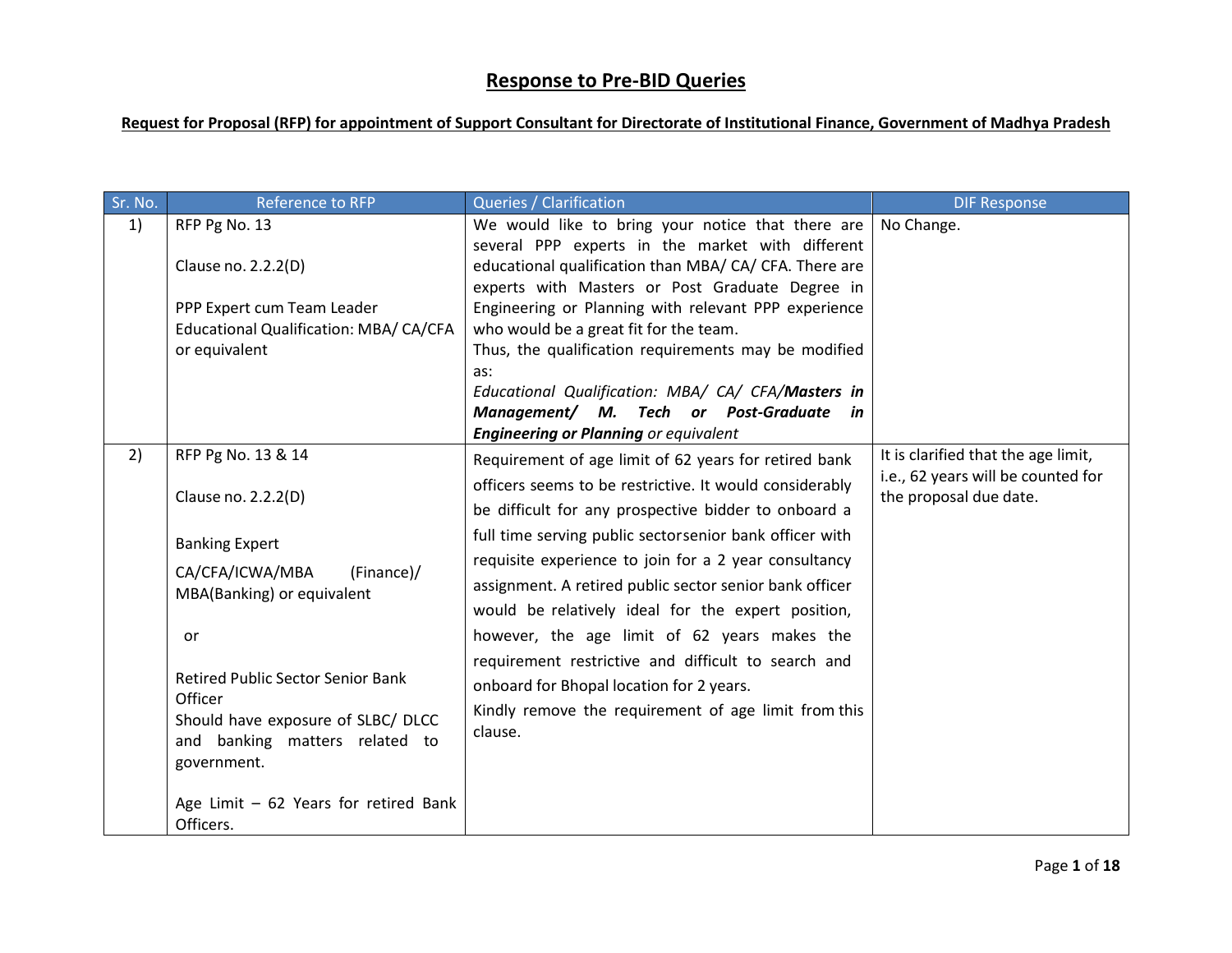# Response to Pre-BID Queries

## Request for Proposal (RFP) for appointment of Support Consultant for Directorate of Institutional Finance, Government of Madhya Pradesh

| Sr. No. | Reference to RFP | Queries / Clarification | DIF Response |
|---|---|---|---|
| 1) | RFP Pg No. 13<br><br>Clause no. 2.2.2(D)<br><br>PPP Expert cum Team Leader Educational Qualification: MBA/ CA/CFA or equivalent | We would like to bring your notice that there are several PPP experts in the market with different educational qualification than MBA/ CA/ CFA. There are experts with Masters or Post Graduate Degree in Engineering or Planning with relevant PPP experience who would be a great fit for the team.<br>Thus, the qualification requirements may be modified as:<br>*Educational Qualification: MBA/ CA/ CFA/**Masters in Management/ M. Tech or Post-Graduate in Engineering or Planning** or equivalent* | No Change. |
| 2) | RFP Pg No. 13 & 14<br><br>Clause no. 2.2.2(D)<br><br>Banking Expert<br>CA/CFA/ICWA/MBA (Finance)/ MBA(Banking) or equivalent<br><br>or<br><br>Retired Public Sector Senior Bank Officer<br>Should have exposure of SLBC/ DLCC and banking matters related to government.<br><br>Age Limit – 62 Years for retired Bank Officers. | Requirement of age limit of 62 years for retired bank officers seems to be restrictive. It would considerably be difficult for any prospective bidder to onboard a full time serving public sectorsenior bank officer with requisite experience to join for a 2 year consultancy assignment. A retired public sector senior bank officer would be relatively ideal for the expert position, however, the age limit of 62 years makes the requirement restrictive and difficult to search and onboard for Bhopal location for 2 years.<br>Kindly remove the requirement of age limit from this clause. | It is clarified that the age limit, i.e., 62 years will be counted for the proposal due date. |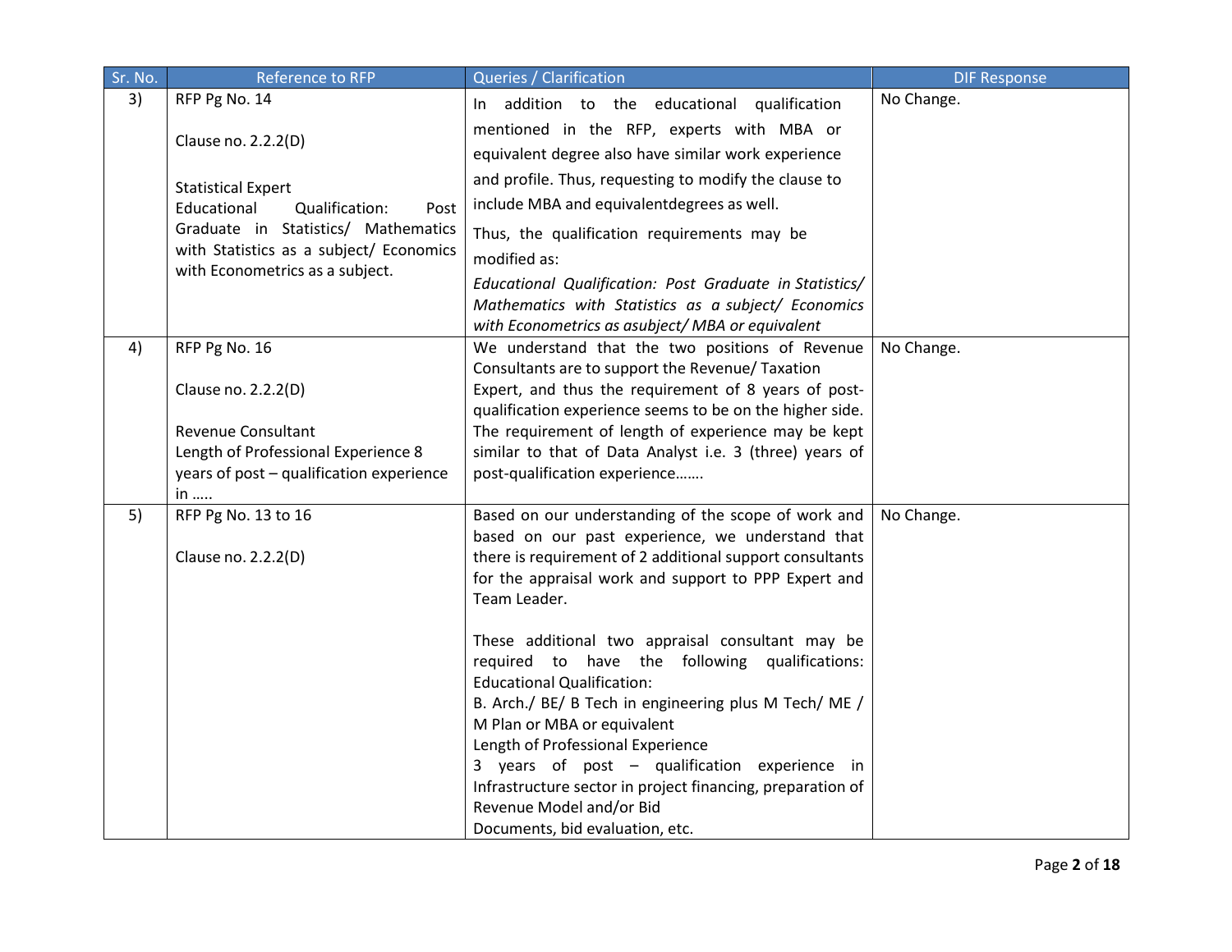| Sr. No. | Reference to RFP | Queries / Clarification | DIF Response |
|---|---|---|---|
| 3) | RFP Pg No. 14<br><br>Clause no. 2.2.2(D)<br><br>Statistical Expert<br>Educational Qualification: Post Graduate in Statistics/ Mathematics with Statistics as a subject/ Economics with Econometrics as a subject. | In addition to the educational qualification mentioned in the RFP, experts with MBA or equivalent degree also have similar work experience and profile. Thus, requesting to modify the clause to include MBA and equivalentdegrees as well.<br>Thus, the qualification requirements may be modified as:<br>*Educational Qualification: Post Graduate in Statistics/ Mathematics with Statistics as a subject/ Economics with Econometrics as asubject/ MBA or equivalent* | No Change. |
| 4) | RFP Pg No. 16<br><br>Clause no. 2.2.2(D)<br><br>Revenue Consultant<br>Length of Professional Experience 8 years of post – qualification experience in ….. | We understand that the two positions of Revenue Consultants are to support the Revenue/ Taxation Expert, and thus the requirement of 8 years of post-qualification experience seems to be on the higher side. The requirement of length of experience may be kept similar to that of Data Analyst i.e. 3 (three) years of post-qualification experience……. | No Change. |
| 5) | RFP Pg No. 13 to 16<br><br>Clause no. 2.2.2(D) | Based on our understanding of the scope of work and based on our past experience, we understand that there is requirement of 2 additional support consultants for the appraisal work and support to PPP Expert and Team Leader.<br><br>These additional two appraisal consultant may be required to have the following qualifications:<br>Educational Qualification:<br>B. Arch./ BE/ B Tech in engineering plus M Tech/ ME / M Plan or MBA or equivalent<br>Length of Professional Experience<br>3 years of post – qualification experience in Infrastructure sector in project financing, preparation of Revenue Model and/or Bid Documents, bid evaluation, etc. | No Change. |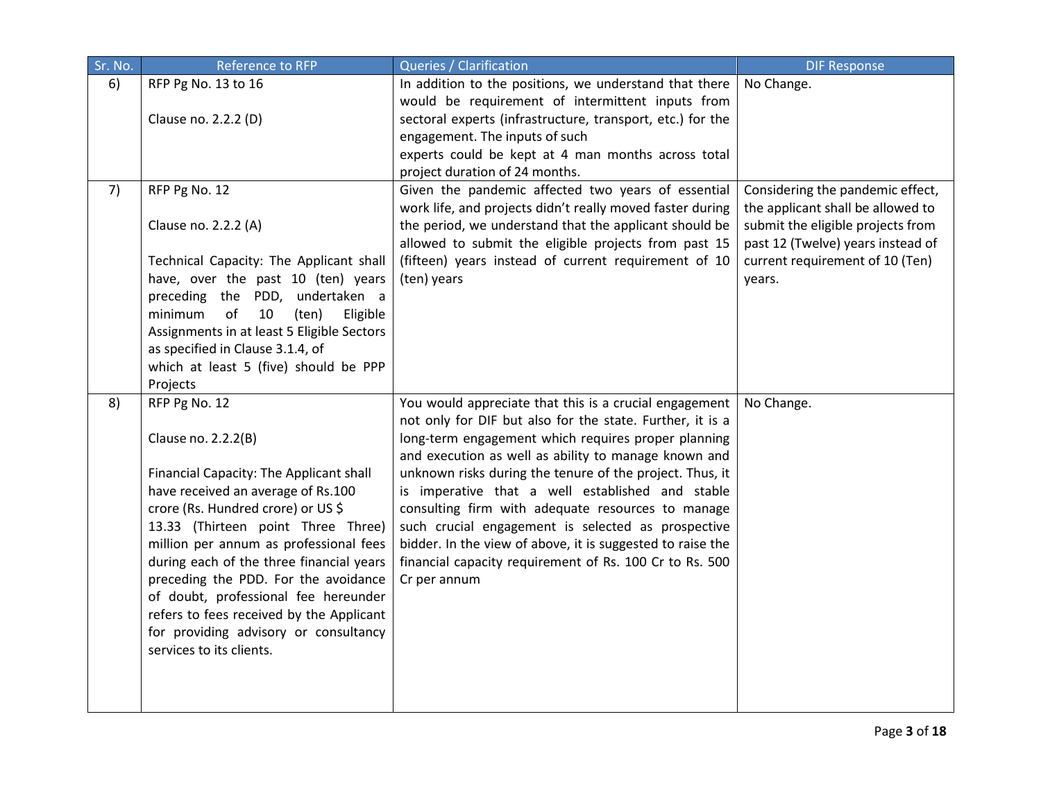| Sr. No. | Reference to RFP | Queries / Clarification | DIF Response |
|---|---|---|---|
| 6) | RFP Pg No. 13 to 16<br><br>Clause no. 2.2.2 (D) | In addition to the positions, we understand that there would be requirement of intermittent inputs from sectoral experts (infrastructure, transport, etc.) for the engagement. The inputs of such experts could be kept at 4 man months across total project duration of 24 months. | No Change. |
| 7) | RFP Pg No. 12<br><br>Clause no. 2.2.2 (A)<br><br>Technical Capacity: The Applicant shall have, over the past 10 (ten) years preceding the PDD, undertaken a minimum of 10 (ten) Eligible Assignments in at least 5 Eligible Sectors as specified in Clause 3.1.4, of which at least 5 (five) should be PPP Projects | Given the pandemic affected two years of essential work life, and projects didn't really moved faster during the period, we understand that the applicant should be allowed to submit the eligible projects from past 15 (fifteen) years instead of current requirement of 10 (ten) years | Considering the pandemic effect, the applicant shall be allowed to submit the eligible projects from past 12 (Twelve) years instead of current requirement of 10 (Ten) years. |
| 8) | RFP Pg No. 12<br><br>Clause no. 2.2.2(B)<br><br>Financial Capacity: The Applicant shall have received an average of Rs.100 crore (Rs. Hundred crore) or US $ 13.33 (Thirteen point Three Three) million per annum as professional fees during each of the three financial years preceding the PDD. For the avoidance of doubt, professional fee hereunder refers to fees received by the Applicant for providing advisory or consultancy services to its clients. | You would appreciate that this is a crucial engagement not only for DIF but also for the state. Further, it is a long-term engagement which requires proper planning and execution as well as ability to manage known and unknown risks during the tenure of the project. Thus, it is imperative that a well established and stable consulting firm with adequate resources to manage such crucial engagement is selected as prospective bidder. In the view of above, it is suggested to raise the financial capacity requirement of Rs. 100 Cr to Rs. 500 Cr per annum | No Change. |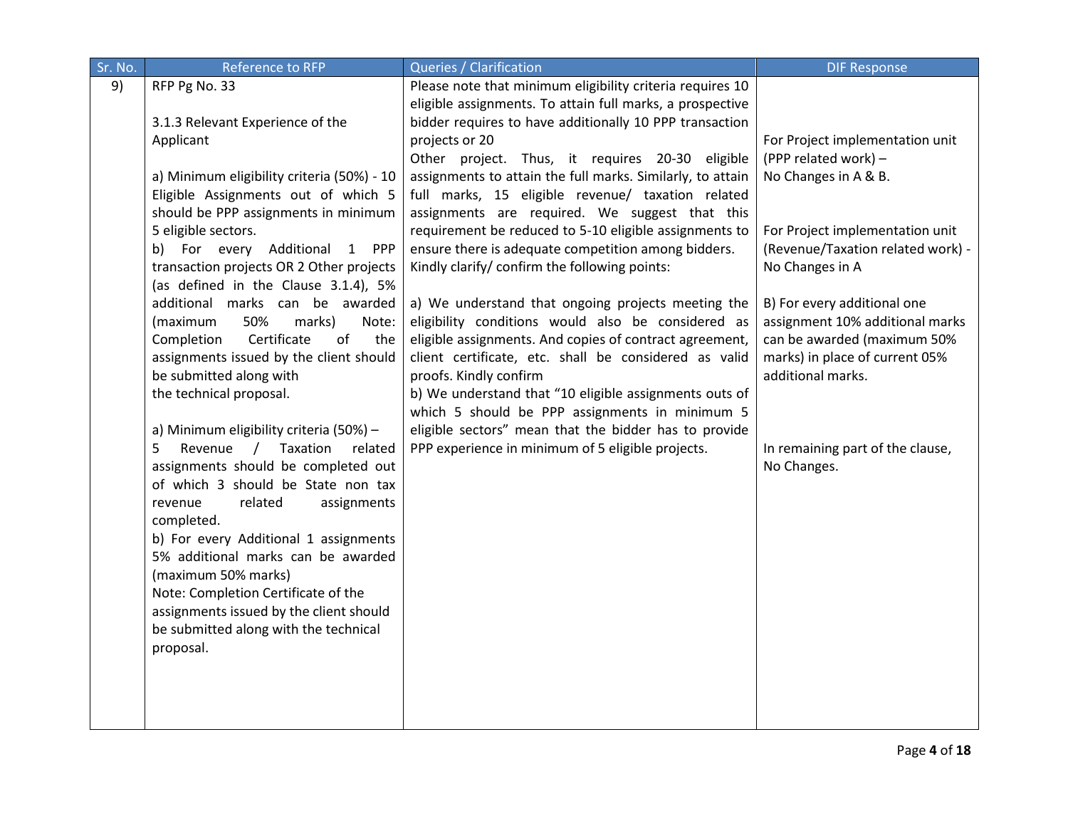| Sr. No. | Reference to RFP | Queries / Clarification | DIF Response |
|---|---|---|---|
| 9) | RFP Pg No. 33<br><br>3.1.3 Relevant Experience of the Applicant<br><br>a) Minimum eligibility criteria (50%) - 10 Eligible Assignments out of which 5 should be PPP assignments in minimum 5 eligible sectors.<br>b) For every Additional 1 PPP transaction projects OR 2 Other projects (as defined in the Clause 3.1.4), 5% additional marks can be awarded (maximum 50% marks) Note: Completion Certificate of the assignments issued by the client should be submitted along with the technical proposal.<br><br>a) Minimum eligibility criteria (50%) – 5 Revenue / Taxation related assignments should be completed out of which 3 should be State non tax revenue related assignments completed.<br>b) For every Additional 1 assignments 5% additional marks can be awarded (maximum 50% marks)<br>Note: Completion Certificate of the assignments issued by the client should be submitted along with the technical proposal. | Please note that minimum eligibility criteria requires 10 eligible assignments. To attain full marks, a prospective bidder requires to have additionally 10 PPP transaction projects or 20<br>Other project. Thus, it requires 20-30 eligible assignments to attain the full marks. Similarly, to attain full marks, 15 eligible revenue/ taxation related assignments are required. We suggest that this requirement be reduced to 5-10 eligible assignments to ensure there is adequate competition among bidders. Kindly clarify/ confirm the following points:<br><br>a) We understand that ongoing projects meeting the eligibility conditions would also be considered as eligible assignments. And copies of contract agreement, client certificate, etc. shall be considered as valid proofs. Kindly confirm<br>b) We understand that "10 eligible assignments outs of which 5 should be PPP assignments in minimum 5 eligible sectors" mean that the bidder has to provide PPP experience in minimum of 5 eligible projects. | For Project implementation unit (PPP related work) –<br>No Changes in A & B.<br><br>For Project implementation unit (Revenue/Taxation related work) - No Changes in A<br><br>B) For every additional one assignment 10% additional marks can be awarded (maximum 50% marks) in place of current 05% additional marks.<br><br>In remaining part of the clause, No Changes. |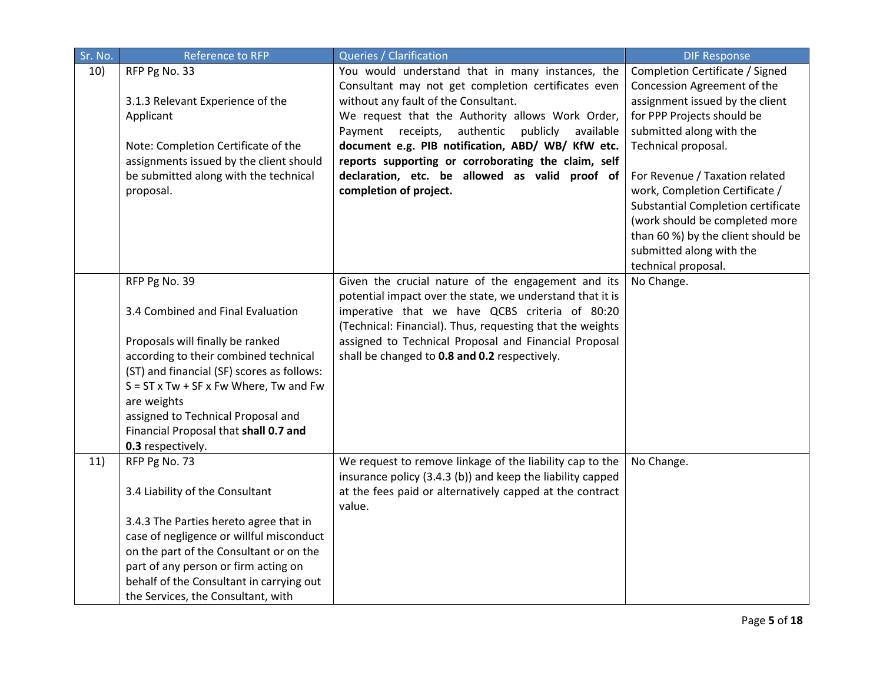| Sr. No. | Reference to RFP | Queries / Clarification | DIF Response |
|---|---|---|---|
| 10) | RFP Pg No. 33<br><br>3.1.3 Relevant Experience of the Applicant<br><br>Note: Completion Certificate of the assignments issued by the client should be submitted along with the technical proposal. | You would understand that in many instances, the Consultant may not get completion certificates even without any fault of the Consultant.<br>We request that the Authority allows Work Order, Payment receipts, authentic publicly available **document e.g. PIB notification, ABD/ WB/ KfW etc. reports supporting or corroborating the claim, self declaration, etc. be allowed as valid proof of completion of project.** | Completion Certificate / Signed Concession Agreement of the assignment issued by the client for PPP Projects should be submitted along with the Technical proposal.<br><br>For Revenue / Taxation related work, Completion Certificate / Substantial Completion certificate (work should be completed more than 60 %) by the client should be submitted along with the technical proposal. |
| | RFP Pg No. 39<br><br>3.4 Combined and Final Evaluation<br><br>Proposals will finally be ranked according to their combined technical (ST) and financial (SF) scores as follows: S = ST x Tw + SF x Fw Where, Tw and Fw are weights assigned to Technical Proposal and Financial Proposal that **shall 0.7 and 0.3** respectively. | Given the crucial nature of the engagement and its potential impact over the state, we understand that it is imperative that we have QCBS criteria of 80:20 (Technical: Financial). Thus, requesting that the weights assigned to Technical Proposal and Financial Proposal shall be changed to **0.8 and 0.2** respectively. | No Change. |
| 11) | RFP Pg No. 73<br><br>3.4 Liability of the Consultant<br><br>3.4.3 The Parties hereto agree that in case of negligence or willful misconduct on the part of the Consultant or on the part of any person or firm acting on behalf of the Consultant in carrying out the Services, the Consultant, with | We request to remove linkage of the liability cap to the insurance policy (3.4.3 (b)) and keep the liability capped at the fees paid or alternatively capped at the contract value. | No Change. |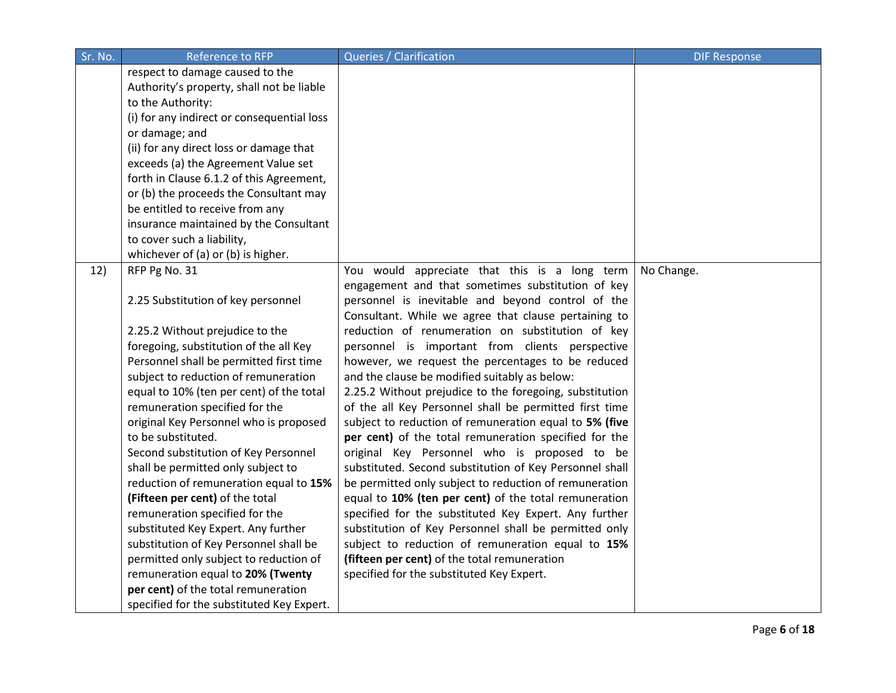| Sr. No. | Reference to RFP | Queries / Clarification | DIF Response |
|---|---|---|---|
| | respect to damage caused to the Authority's property, shall not be liable to the Authority:<br>(i) for any indirect or consequential loss or damage; and<br>(ii) for any direct loss or damage that exceeds (a) the Agreement Value set forth in Clause 6.1.2 of this Agreement, or (b) the proceeds the Consultant may be entitled to receive from any insurance maintained by the Consultant to cover such a liability, whichever of (a) or (b) is higher. | | |
| 12) | RFP Pg No. 31<br><br>2.25 Substitution of key personnel<br><br>2.25.2 Without prejudice to the foregoing, substitution of the all Key Personnel shall be permitted first time subject to reduction of remuneration equal to 10% (ten per cent) of the total remuneration specified for the original Key Personnel who is proposed to be substituted.<br>Second substitution of Key Personnel shall be permitted only subject to reduction of remuneration equal to **15% (Fifteen per cent)** of the total remuneration specified for the substituted Key Expert. Any further substitution of Key Personnel shall be permitted only subject to reduction of remuneration equal to **20% (Twenty per cent)** of the total remuneration specified for the substituted Key Expert. | You would appreciate that this is a long term engagement and that sometimes substitution of key personnel is inevitable and beyond control of the Consultant. While we agree that clause pertaining to reduction of renumeration on substitution of key personnel is important from clients perspective however, we request the percentages to be reduced and the clause be modified suitably as below:<br>2.25.2 Without prejudice to the foregoing, substitution of the all Key Personnel shall be permitted first time subject to reduction of remuneration equal to **5% (five per cent)** of the total remuneration specified for the original Key Personnel who is proposed to be substituted. Second substitution of Key Personnel shall be permitted only subject to reduction of remuneration equal to **10% (ten per cent)** of the total remuneration specified for the substituted Key Expert. Any further substitution of Key Personnel shall be permitted only subject to reduction of remuneration equal to **15% (fifteen per cent)** of the total remuneration specified for the substituted Key Expert. | No Change. |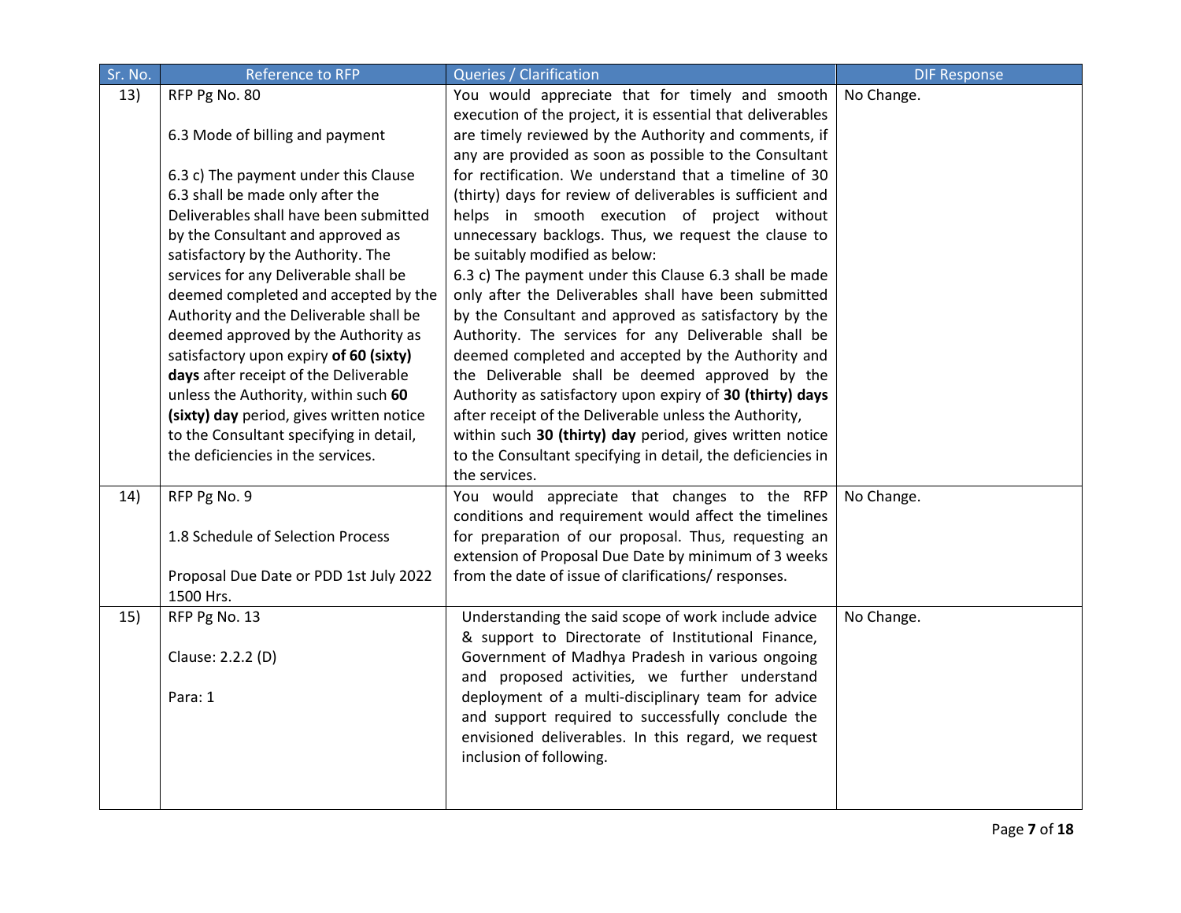| Sr. No. | Reference to RFP | Queries / Clarification | DIF Response |
|---|---|---|---|
| 13) | RFP Pg No. 80<br><br>6.3 Mode of billing and payment<br><br>6.3 c) The payment under this Clause 6.3 shall be made only after the Deliverables shall have been submitted by the Consultant and approved as satisfactory by the Authority. The services for any Deliverable shall be deemed completed and accepted by the Authority and the Deliverable shall be deemed approved by the Authority as satisfactory upon expiry **of 60 (sixty) days** after receipt of the Deliverable unless the Authority, within such **60 (sixty) day** period, gives written notice to the Consultant specifying in detail, the deficiencies in the services. | You would appreciate that for timely and smooth execution of the project, it is essential that deliverables are timely reviewed by the Authority and comments, if any are provided as soon as possible to the Consultant for rectification. We understand that a timeline of 30 (thirty) days for review of deliverables is sufficient and helps in smooth execution of project without unnecessary backlogs. Thus, we request the clause to be suitably modified as below:<br>6.3 c) The payment under this Clause 6.3 shall be made only after the Deliverables shall have been submitted by the Consultant and approved as satisfactory by the Authority. The services for any Deliverable shall be deemed completed and accepted by the Authority and the Deliverable shall be deemed approved by the Authority as satisfactory upon expiry of **30 (thirty) days** after receipt of the Deliverable unless the Authority, within such **30 (thirty) day** period, gives written notice to the Consultant specifying in detail, the deficiencies in the services. | No Change. |
| 14) | RFP Pg No. 9<br><br>1.8 Schedule of Selection Process<br><br>Proposal Due Date or PDD 1st July 2022 1500 Hrs. | You would appreciate that changes to the RFP conditions and requirement would affect the timelines for preparation of our proposal. Thus, requesting an extension of Proposal Due Date by minimum of 3 weeks from the date of issue of clarifications/ responses. | No Change. |
| 15) | RFP Pg No. 13<br><br>Clause: 2.2.2 (D)<br><br>Para: 1 | Understanding the said scope of work include advice & support to Directorate of Institutional Finance, Government of Madhya Pradesh in various ongoing and proposed activities, we further understand deployment of a multi-disciplinary team for advice and support required to successfully conclude the envisioned deliverables. In this regard, we request inclusion of following. | No Change. |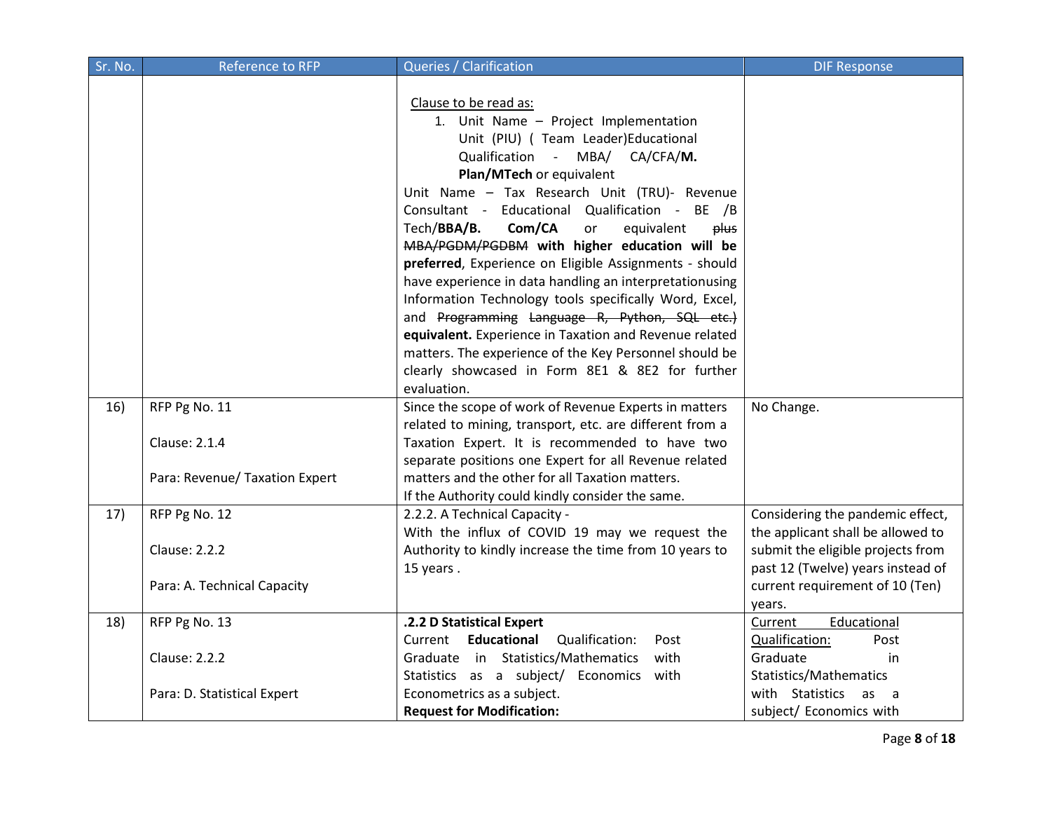| Sr. No. | Reference to RFP | Queries / Clarification | DIF Response |
|---|---|---|---|
| | | <u>Clause to be read as:</u><br>1. Unit Name – Project Implementation Unit (PIU) ( Team Leader)Educational Qualification - MBA/ CA/CFA/**M. Plan/MTech** or equivalent<br>Unit Name – Tax Research Unit (TRU)- Revenue Consultant - Educational Qualification - BE /B Tech/**BBA/B. Com/CA** or equivalent ~~plus MBA/PGDM/PGDBM~~ **with higher education will be preferred**, Experience on Eligible Assignments - should have experience in data handling an interpretationusing Information Technology tools specifically Word, Excel, and ~~Programming Language R, Python, SQL etc.)~~ **equivalent.** Experience in Taxation and Revenue related matters. The experience of the Key Personnel should be clearly showcased in Form 8E1 & 8E2 for further evaluation. | |
| 16) | RFP Pg No. 11<br><br>Clause: 2.1.4<br><br>Para: Revenue/ Taxation Expert | Since the scope of work of Revenue Experts in matters related to mining, transport, etc. are different from a Taxation Expert. It is recommended to have two separate positions one Expert for all Revenue related matters and the other for all Taxation matters.<br>If the Authority could kindly consider the same. | No Change. |
| 17) | RFP Pg No. 12<br><br>Clause: 2.2.2<br><br>Para: A. Technical Capacity | 2.2.2. A Technical Capacity -<br>With the influx of COVID 19 may we request the Authority to kindly increase the time from 10 years to 15 years . | Considering the pandemic effect, the applicant shall be allowed to submit the eligible projects from past 12 (Twelve) years instead of current requirement of 10 (Ten) years. |
| 18) | RFP Pg No. 13<br><br>Clause: 2.2.2<br><br>Para: D. Statistical Expert | **.2.2 D Statistical Expert**<br>Current **Educational** Qualification: Post Graduate in Statistics/Mathematics with Statistics as a subject/ Economics with Econometrics as a subject.<br>**Request for Modification:** | <u>Current Educational Qualification:</u> Post Graduate in Statistics/Mathematics with Statistics as a subject/ Economics with |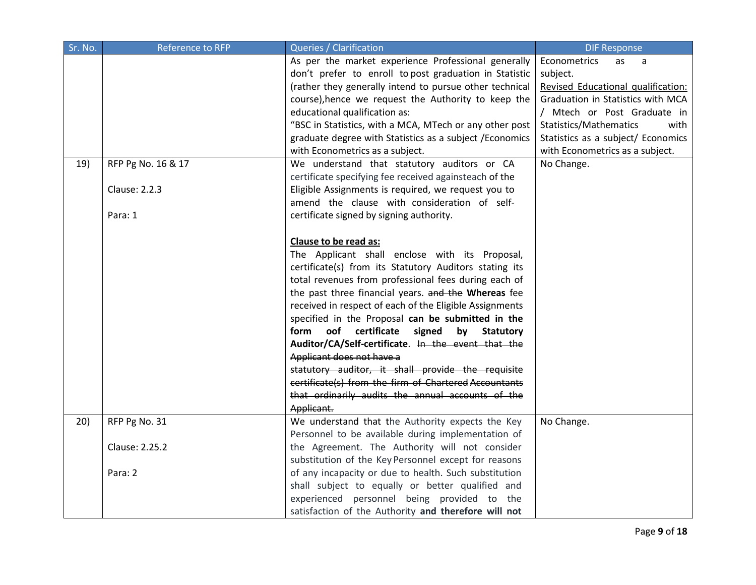| Sr. No. | Reference to RFP | Queries / Clarification | DIF Response |
|---|---|---|---|
| | | As per the market experience Professional generally don't prefer to enroll to post graduation in Statistic (rather they generally intend to pursue other technical course),hence we request the Authority to keep the educational qualification as:<br>"BSC in Statistics, with a MCA, MTech or any other post graduate degree with Statistics as a subject /Economics with Econometrics as a subject. | Econometrics as a subject.<br><u>Revised Educational qualification:</u><br>Graduation in Statistics with MCA / Mtech or Post Graduate in Statistics/Mathematics with Statistics as a subject/ Economics with Econometrics as a subject. |
| 19) | RFP Pg No. 16 & 17<br><br>Clause: 2.2.3<br><br>Para: 1 | We understand that statutory auditors or CA certificate specifying fee received againsteach of the Eligible Assignments is required, we request you to amend the clause with consideration of self-certificate signed by signing authority.<br><br>**<u>Clause to be read as:</u>**<br>The Applicant shall enclose with its Proposal, certificate(s) from its Statutory Auditors stating its total revenues from professional fees during each of the past three financial years. ~~and the~~ **Whereas** fee received in respect of each of the Eligible Assignments specified in the Proposal **can be submitted in the form oof certificate signed by Statutory Auditor/CA/Self-certificate**. ~~In the event that the Applicant does not have a statutory auditor, it shall provide the requisite certificate(s) from the firm of Chartered Accountants that ordinarily audits the annual accounts of the Applicant.~~ | No Change. |
| 20) | RFP Pg No. 31<br><br>Clause: 2.25.2<br><br>Para: 2 | We understand that the Authority expects the Key Personnel to be available during implementation of the Agreement. The Authority will not consider substitution of the Key Personnel except for reasons of any incapacity or due to health. Such substitution shall subject to equally or better qualified and experienced personnel being provided to the satisfaction of the Authority **and therefore will not** | No Change. |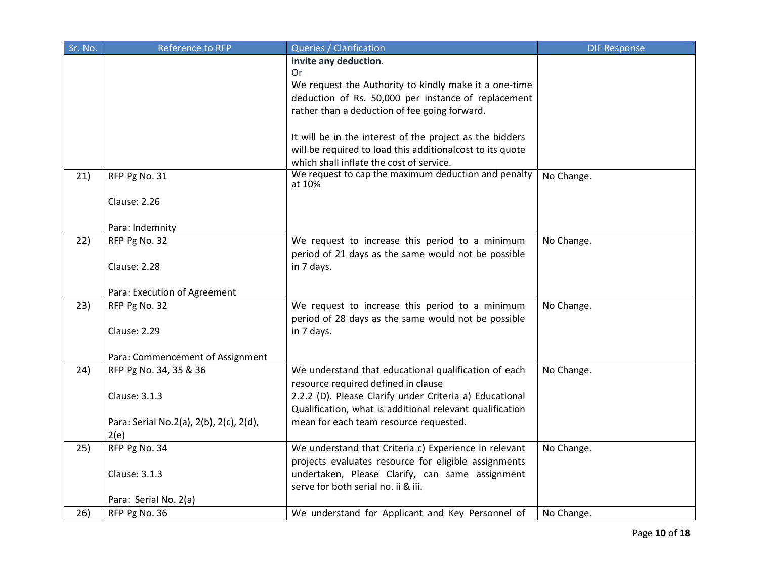| Sr. No. | Reference to RFP | Queries / Clarification | DIF Response |
|---|---|---|---|
| | | **invite any deduction**.<br>Or<br>We request the Authority to kindly make it a one-time deduction of Rs. 50,000 per instance of replacement rather than a deduction of fee going forward.<br><br>It will be in the interest of the project as the bidders will be required to load this additionalcost to its quote which shall inflate the cost of service. | |
| 21) | RFP Pg No. 31<br><br>Clause: 2.26<br><br>Para: Indemnity | We request to cap the maximum deduction and penalty at 10% | No Change. |
| 22) | RFP Pg No. 32<br><br>Clause: 2.28<br><br>Para: Execution of Agreement | We request to increase this period to a minimum period of 21 days as the same would not be possible in 7 days. | No Change. |
| 23) | RFP Pg No. 32<br><br>Clause: 2.29<br><br>Para: Commencement of Assignment | We request to increase this period to a minimum period of 28 days as the same would not be possible in 7 days. | No Change. |
| 24) | RFP Pg No. 34, 35 & 36<br><br>Clause: 3.1.3<br><br>Para: Serial No.2(a), 2(b), 2(c), 2(d), 2(e) | We understand that educational qualification of each resource required defined in clause 2.2.2 (D). Please Clarify under Criteria a) Educational Qualification, what is additional relevant qualification mean for each team resource requested. | No Change. |
| 25) | RFP Pg No. 34<br><br>Clause: 3.1.3<br><br>Para: Serial No. 2(a) | We understand that Criteria c) Experience in relevant projects evaluates resource for eligible assignments undertaken, Please Clarify, can same assignment serve for both serial no. ii & iii. | No Change. |
| 26) | RFP Pg No. 36 | We understand for Applicant and Key Personnel of | No Change. |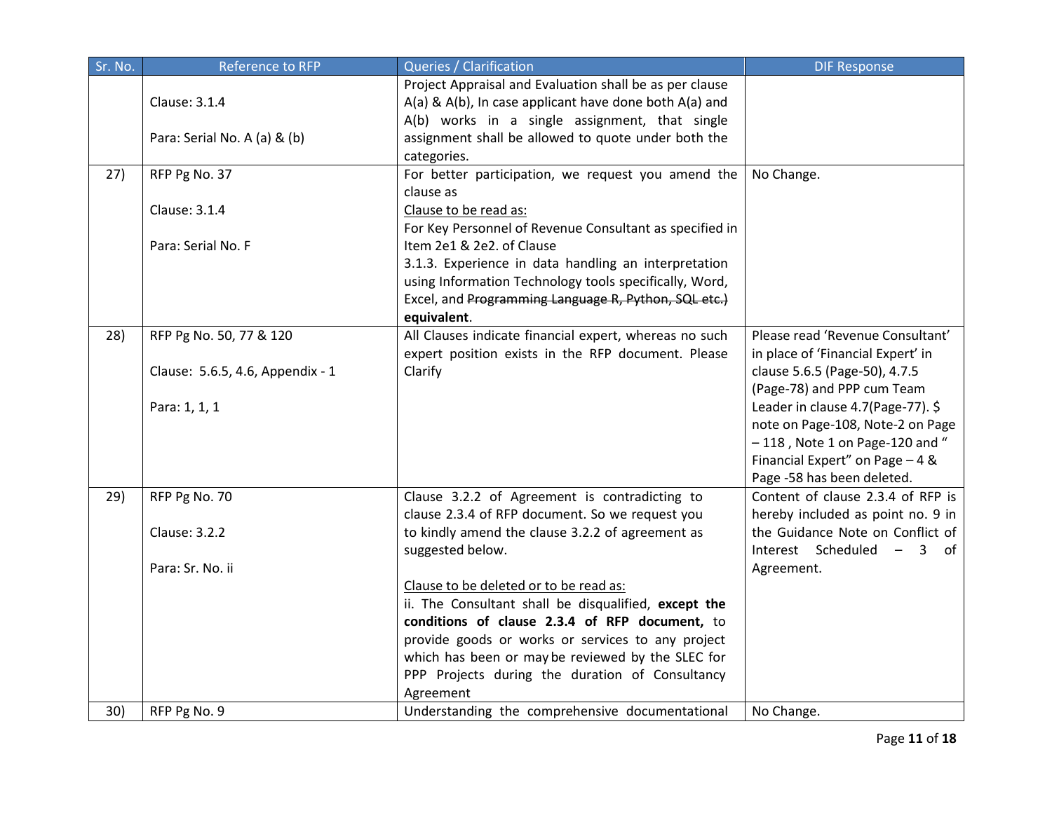| Sr. No. | Reference to RFP | Queries / Clarification | DIF Response |
|---|---|---|---|
| | Clause: 3.1.4<br><br>Para: Serial No. A (a) & (b) | Project Appraisal and Evaluation shall be as per clause A(a) & A(b), In case applicant have done both A(a) and A(b) works in a single assignment, that single assignment shall be allowed to quote under both the categories. | |
| 27) | RFP Pg No. 37<br><br>Clause: 3.1.4<br><br>Para: Serial No. F | For better participation, we request you amend the clause as<br><u>Clause to be read as:</u><br>For Key Personnel of Revenue Consultant as specified in Item 2e1 & 2e2. of Clause 3.1.3. Experience in data handling an interpretation using Information Technology tools specifically, Word, Excel, and ~~Programming Language R, Python, SQL etc.)~~ **equivalent**. | No Change. |
| 28) | RFP Pg No. 50, 77 & 120<br><br>Clause: 5.6.5, 4.6, Appendix - 1<br><br>Para: 1, 1, 1 | All Clauses indicate financial expert, whereas no such expert position exists in the RFP document. Please Clarify | Please read 'Revenue Consultant' in place of 'Financial Expert' in clause 5.6.5 (Page-50), 4.7.5 (Page-78) and PPP cum Team Leader in clause 4.7(Page-77). $ note on Page-108, Note-2 on Page – 118 , Note 1 on Page-120 and " Financial Expert" on Page – 4 & Page -58 has been deleted. |
| 29) | RFP Pg No. 70<br><br>Clause: 3.2.2<br><br>Para: Sr. No. ii | Clause 3.2.2 of Agreement is contradicting to clause 2.3.4 of RFP document. So we request you to kindly amend the clause 3.2.2 of agreement as suggested below.<br><br><u>Clause to be deleted or to be read as:</u><br>ii. The Consultant shall be disqualified, **except the conditions of clause 2.3.4 of RFP document,** to provide goods or works or services to any project which has been or may be reviewed by the SLEC for PPP Projects during the duration of Consultancy Agreement | Content of clause 2.3.4 of RFP is hereby included as point no. 9 in the Guidance Note on Conflict of Interest Scheduled – 3 of Agreement. |
| 30) | RFP Pg No. 9 | Understanding the comprehensive documentational | No Change. |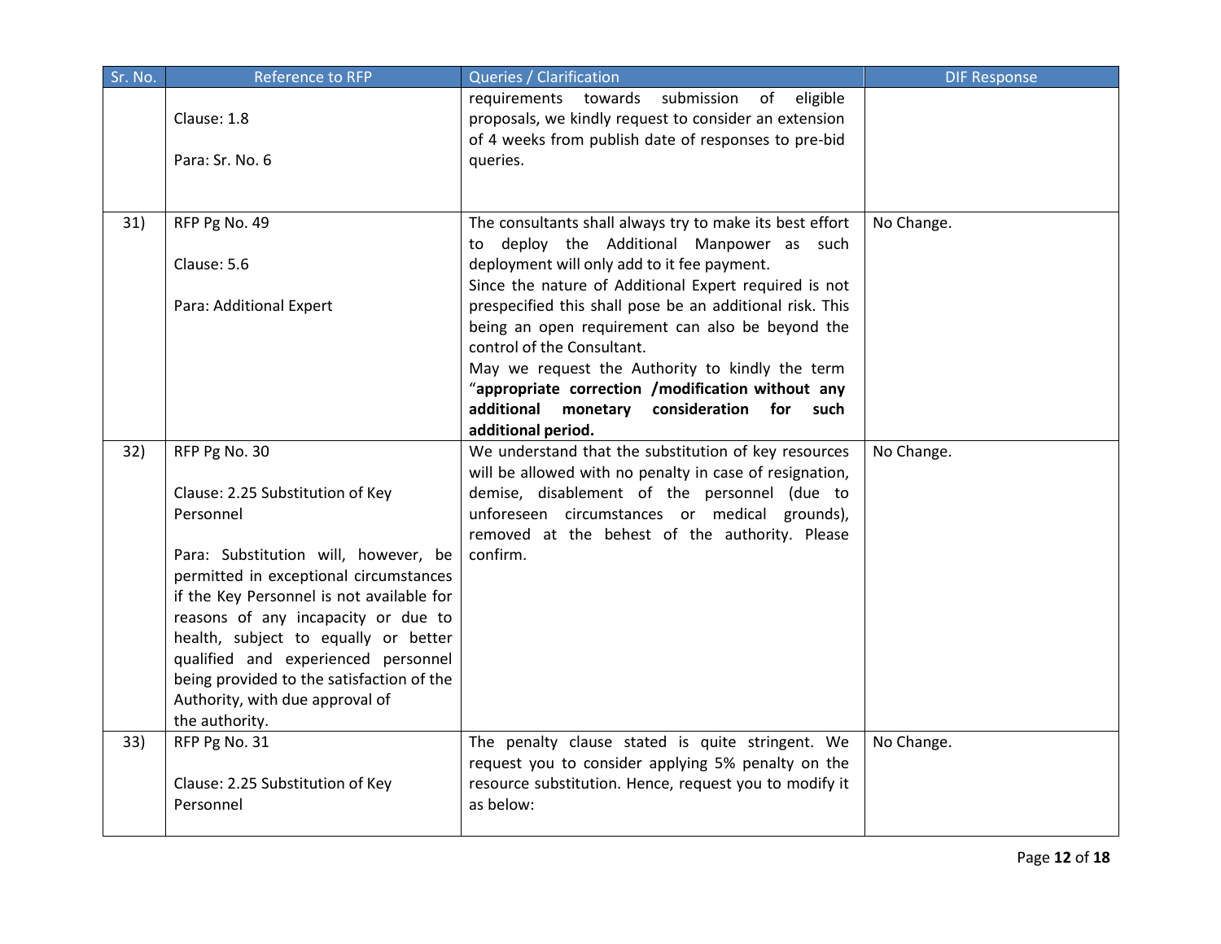| Sr. No. | Reference to RFP | Queries / Clarification | DIF Response |
|---|---|---|---|
| | Clause: 1.8<br><br>Para: Sr. No. 6 | requirements towards submission of eligible proposals, we kindly request to consider an extension of 4 weeks from publish date of responses to pre-bid queries. | |
| 31) | RFP Pg No. 49<br><br>Clause: 5.6<br><br>Para: Additional Expert | The consultants shall always try to make its best effort to deploy the Additional Manpower as such deployment will only add to it fee payment.<br>Since the nature of Additional Expert required is not prespecified this shall pose be an additional risk. This being an open requirement can also be beyond the control of the Consultant.<br>May we request the Authority to kindly the term "**appropriate correction /modification without any additional monetary consideration for such additional period.** | No Change. |
| 32) | RFP Pg No. 30<br><br>Clause: 2.25 Substitution of Key Personnel<br><br>Para: Substitution will, however, be permitted in exceptional circumstances if the Key Personnel is not available for reasons of any incapacity or due to health, subject to equally or better qualified and experienced personnel being provided to the satisfaction of the Authority, with due approval of the authority. | We understand that the substitution of key resources will be allowed with no penalty in case of resignation, demise, disablement of the personnel (due to unforeseen circumstances or medical grounds), removed at the behest of the authority. Please confirm. | No Change. |
| 33) | RFP Pg No. 31<br><br>Clause: 2.25 Substitution of Key Personnel | The penalty clause stated is quite stringent. We request you to consider applying 5% penalty on the resource substitution. Hence, request you to modify it as below: | No Change. |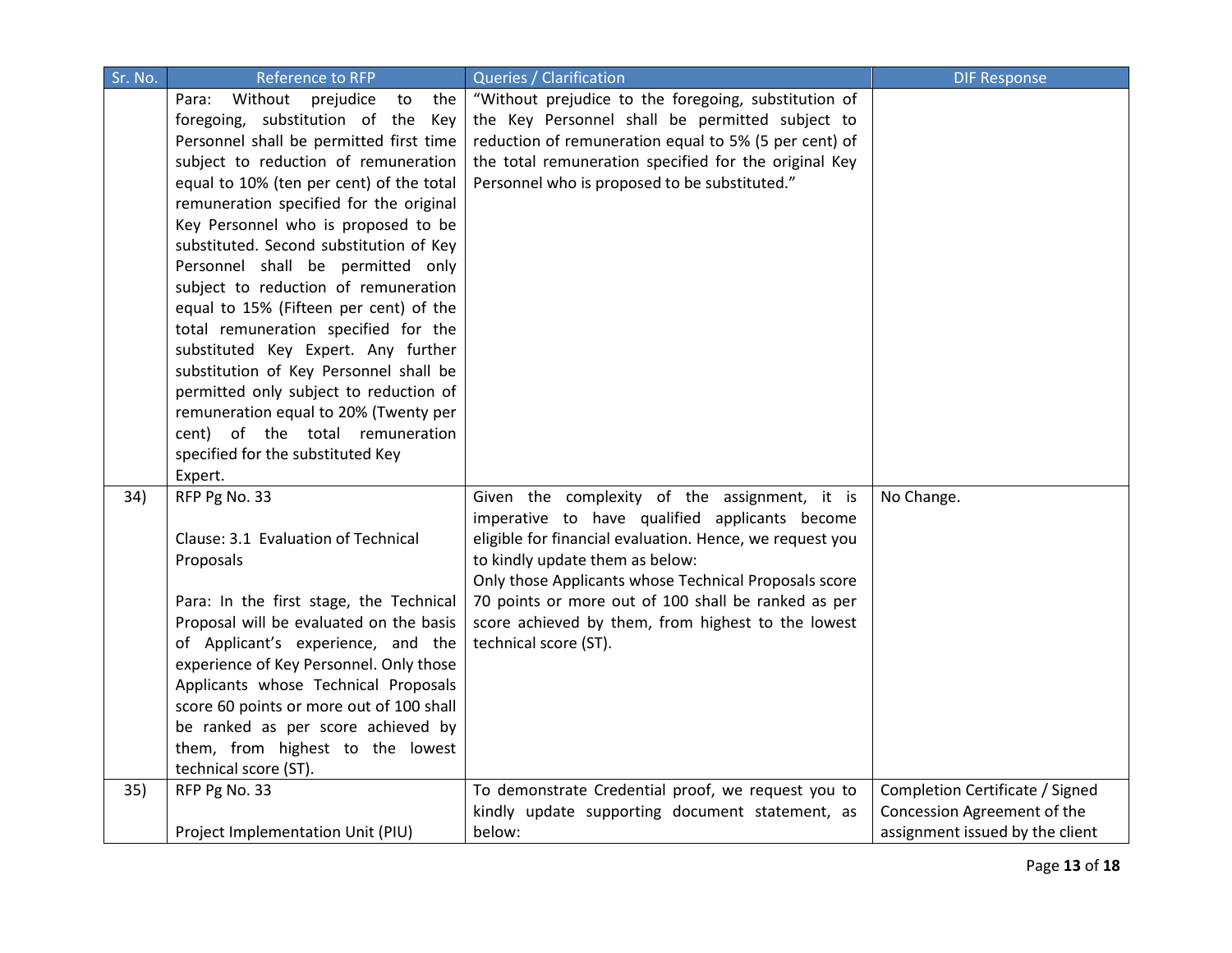| Sr. No. | Reference to RFP | Queries / Clarification | DIF Response |
|---|---|---|---|
| | Para: Without prejudice to the foregoing, substitution of the Key Personnel shall be permitted first time subject to reduction of remuneration equal to 10% (ten per cent) of the total remuneration specified for the original Key Personnel who is proposed to be substituted. Second substitution of Key Personnel shall be permitted only subject to reduction of remuneration equal to 15% (Fifteen per cent) of the total remuneration specified for the substituted Key Expert. Any further substitution of Key Personnel shall be permitted only subject to reduction of remuneration equal to 20% (Twenty per cent) of the total remuneration specified for the substituted Key Expert. | "Without prejudice to the foregoing, substitution of the Key Personnel shall be permitted subject to reduction of remuneration equal to 5% (5 per cent) of the total remuneration specified for the original Key Personnel who is proposed to be substituted." | |
| 34) | RFP Pg No. 33<br><br>Clause: 3.1 Evaluation of Technical Proposals<br><br>Para: In the first stage, the Technical Proposal will be evaluated on the basis of Applicant's experience, and the experience of Key Personnel. Only those Applicants whose Technical Proposals score 60 points or more out of 100 shall be ranked as per score achieved by them, from highest to the lowest technical score (ST). | Given the complexity of the assignment, it is imperative to have qualified applicants become eligible for financial evaluation. Hence, we request you to kindly update them as below:<br>Only those Applicants whose Technical Proposals score 70 points or more out of 100 shall be ranked as per score achieved by them, from highest to the lowest technical score (ST). | No Change. |
| 35) | RFP Pg No. 33<br><br>Project Implementation Unit (PIU) | To demonstrate Credential proof, we request you to kindly update supporting document statement, as below: | Completion Certificate / Signed Concession Agreement of the assignment issued by the client |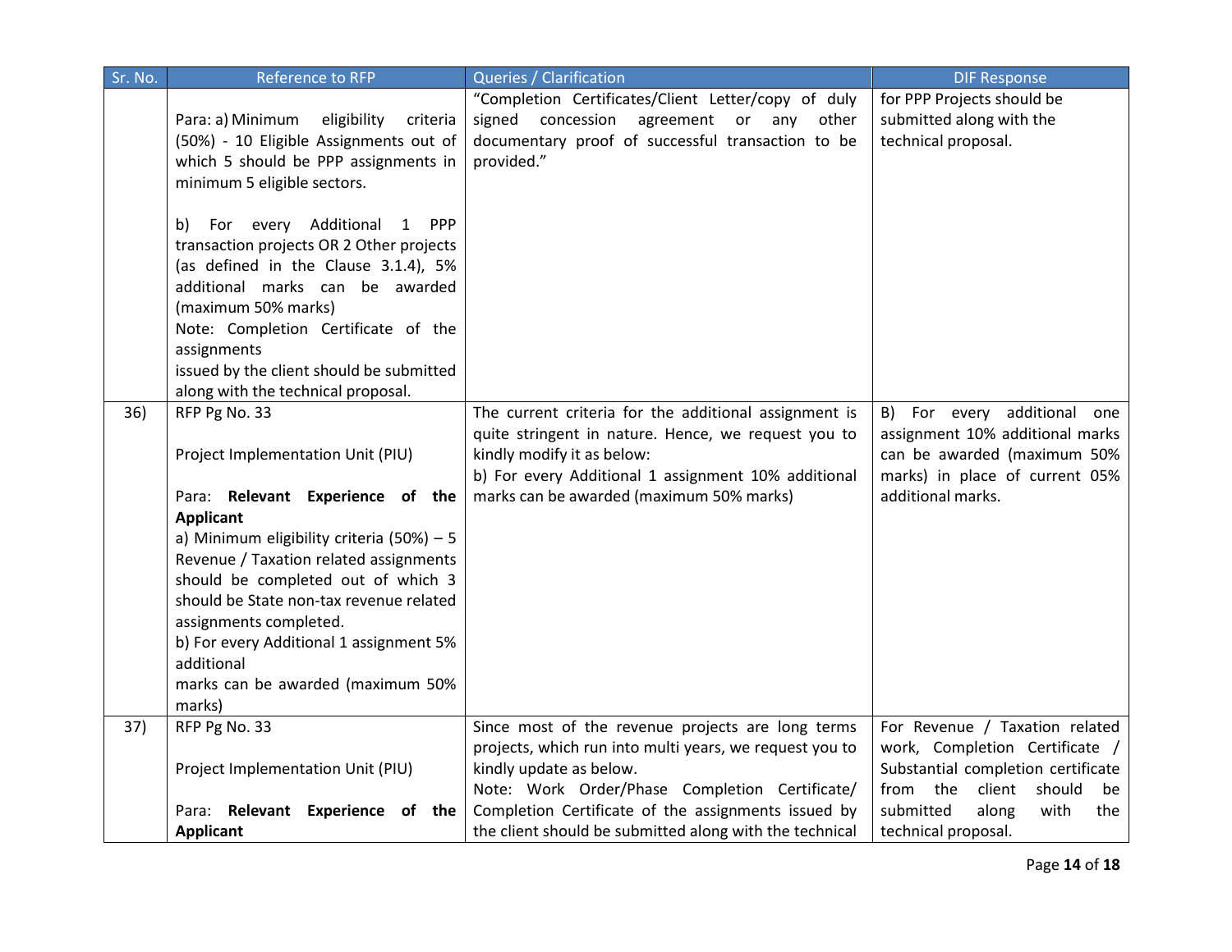| Sr. No. | Reference to RFP | Queries / Clarification | DIF Response |
|---|---|---|---|
| | Para: a) Minimum eligibility criteria (50%) - 10 Eligible Assignments out of which 5 should be PPP assignments in minimum 5 eligible sectors.<br><br>b) For every Additional 1 PPP transaction projects OR 2 Other projects (as defined in the Clause 3.1.4), 5% additional marks can be awarded (maximum 50% marks)<br>Note: Completion Certificate of the assignments<br>issued by the client should be submitted along with the technical proposal. | "Completion Certificates/Client Letter/copy of duly signed concession agreement or any other documentary proof of successful transaction to be provided." | for PPP Projects should be submitted along with the technical proposal. |
| 36) | RFP Pg No. 33<br><br>Project Implementation Unit (PIU)<br><br>Para: **Relevant Experience of the Applicant**<br>a) Minimum eligibility criteria (50%) – 5 Revenue / Taxation related assignments should be completed out of which 3 should be State non-tax revenue related assignments completed.<br>b) For every Additional 1 assignment 5% additional<br>marks can be awarded (maximum 50% marks) | The current criteria for the additional assignment is quite stringent in nature. Hence, we request you to kindly modify it as below:<br>b) For every Additional 1 assignment 10% additional marks can be awarded (maximum 50% marks) | B) For every additional one assignment 10% additional marks can be awarded (maximum 50% marks) in place of current 05% additional marks. |
| 37) | RFP Pg No. 33<br><br>Project Implementation Unit (PIU)<br><br>Para: **Relevant Experience of the Applicant** | Since most of the revenue projects are long terms projects, which run into multi years, we request you to kindly update as below.<br>Note: Work Order/Phase Completion Certificate/ Completion Certificate of the assignments issued by the client should be submitted along with the technical | For Revenue / Taxation related work, Completion Certificate / Substantial completion certificate from the client should be submitted along with the technical proposal. |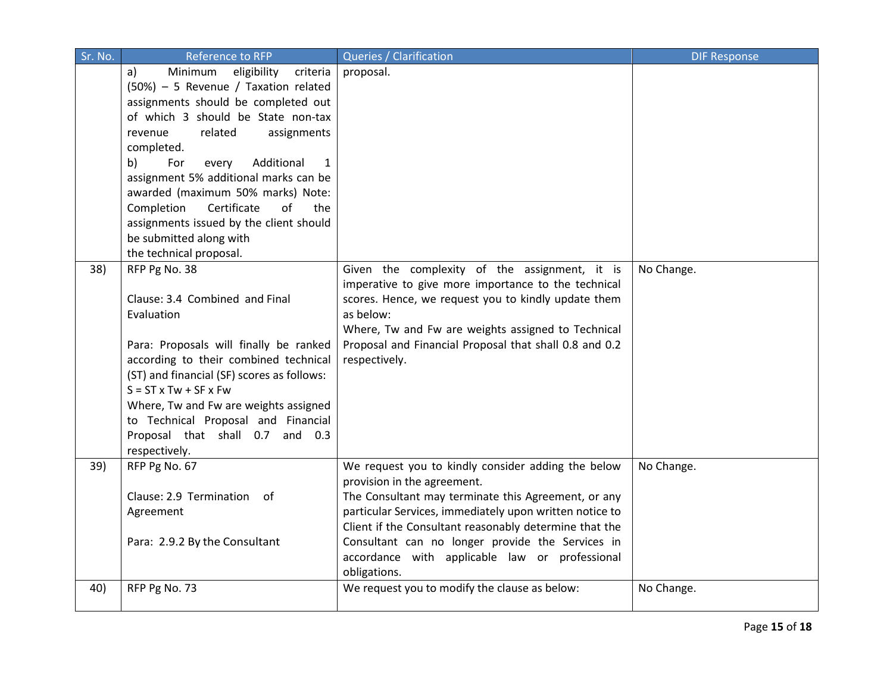| Sr. No. | Reference to RFP | Queries / Clarification | DIF Response |
|---|---|---|---|
| | a) Minimum eligibility criteria (50%) – 5 Revenue / Taxation related assignments should be completed out of which 3 should be State non-tax revenue related assignments completed.<br>b) For every Additional 1 assignment 5% additional marks can be awarded (maximum 50% marks) Note: Completion Certificate of the assignments issued by the client should be submitted along with the technical proposal. | proposal. | |
| 38) | RFP Pg No. 38<br><br>Clause: 3.4 Combined and Final Evaluation<br><br>Para: Proposals will finally be ranked according to their combined technical (ST) and financial (SF) scores as follows:<br>S = ST x Tw + SF x Fw<br>Where, Tw and Fw are weights assigned to Technical Proposal and Financial Proposal that shall 0.7 and 0.3 respectively. | Given the complexity of the assignment, it is imperative to give more importance to the technical scores. Hence, we request you to kindly update them as below:<br>Where, Tw and Fw are weights assigned to Technical Proposal and Financial Proposal that shall 0.8 and 0.2 respectively. | No Change. |
| 39) | RFP Pg No. 67<br><br>Clause: 2.9 Termination of Agreement<br><br>Para: 2.9.2 By the Consultant | We request you to kindly consider adding the below provision in the agreement.<br>The Consultant may terminate this Agreement, or any particular Services, immediately upon written notice to Client if the Consultant reasonably determine that the Consultant can no longer provide the Services in accordance with applicable law or professional obligations. | No Change. |
| 40) | RFP Pg No. 73 | We request you to modify the clause as below: | No Change. |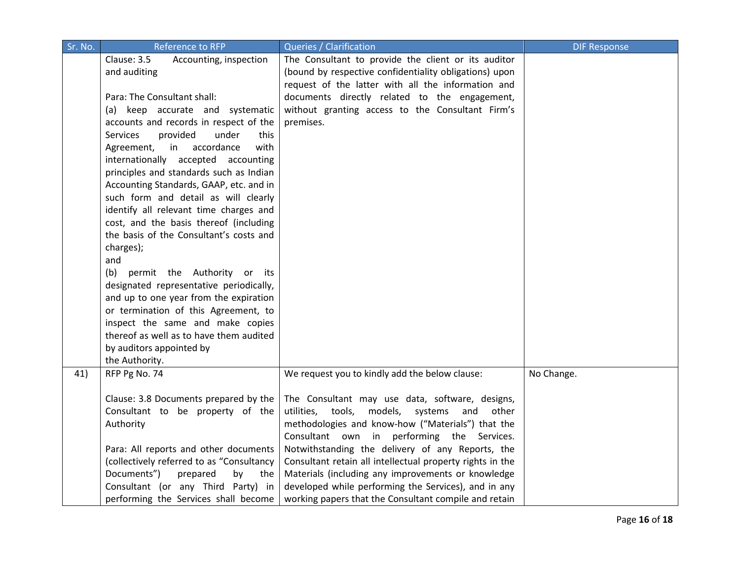| Sr. No. | Reference to RFP | Queries / Clarification | DIF Response |
|---|---|---|---|
| | Clause: 3.5 Accounting, inspection and auditing<br><br>Para: The Consultant shall:<br>(a) keep accurate and systematic accounts and records in respect of the Services provided under this Agreement, in accordance with internationally accepted accounting principles and standards such as Indian Accounting Standards, GAAP, etc. and in such form and detail as will clearly identify all relevant time charges and cost, and the basis thereof (including the basis of the Consultant's costs and charges);<br>and<br>(b) permit the Authority or its designated representative periodically, and up to one year from the expiration or termination of this Agreement, to inspect the same and make copies thereof as well as to have them audited by auditors appointed by the Authority. | The Consultant to provide the client or its auditor (bound by respective confidentiality obligations) upon request of the latter with all the information and documents directly related to the engagement, without granting access to the Consultant Firm's premises. | |
| 41) | RFP Pg No. 74<br><br>Clause: 3.8 Documents prepared by the Consultant to be property of the Authority<br><br>Para: All reports and other documents (collectively referred to as "Consultancy Documents") prepared by the Consultant (or any Third Party) in performing the Services shall become | We request you to kindly add the below clause:<br><br>The Consultant may use data, software, designs, utilities, tools, models, systems and other methodologies and know-how ("Materials") that the Consultant own in performing the Services. Notwithstanding the delivery of any Reports, the Consultant retain all intellectual property rights in the Materials (including any improvements or knowledge developed while performing the Services), and in any working papers that the Consultant compile and retain | No Change. |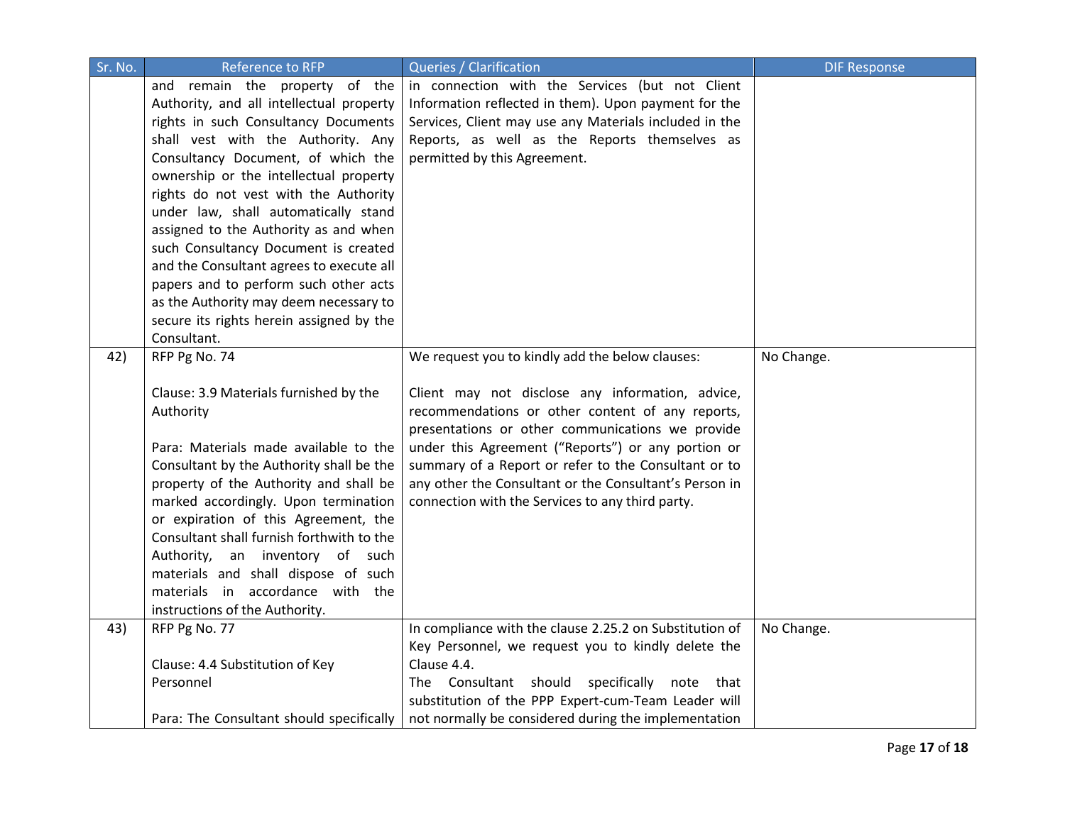| Sr. No. | Reference to RFP | Queries / Clarification | DIF Response |
|---|---|---|---|
| | and remain the property of the Authority, and all intellectual property rights in such Consultancy Documents shall vest with the Authority. Any Consultancy Document, of which the ownership or the intellectual property rights do not vest with the Authority under law, shall automatically stand assigned to the Authority as and when such Consultancy Document is created and the Consultant agrees to execute all papers and to perform such other acts as the Authority may deem necessary to secure its rights herein assigned by the Consultant. | in connection with the Services (but not Client Information reflected in them). Upon payment for the Services, Client may use any Materials included in the Reports, as well as the Reports themselves as permitted by this Agreement. | |
| 42) | RFP Pg No. 74<br><br>Clause: 3.9 Materials furnished by the Authority<br><br>Para: Materials made available to the Consultant by the Authority shall be the property of the Authority and shall be marked accordingly. Upon termination or expiration of this Agreement, the Consultant shall furnish forthwith to the Authority, an inventory of such materials and shall dispose of such materials in accordance with the instructions of the Authority. | We request you to kindly add the below clauses:<br><br>Client may not disclose any information, advice, recommendations or other content of any reports, presentations or other communications we provide under this Agreement ("Reports") or any portion or summary of a Report or refer to the Consultant or to any other the Consultant or the Consultant's Person in connection with the Services to any third party. | No Change. |
| 43) | RFP Pg No. 77<br><br>Clause: 4.4 Substitution of Key Personnel<br><br>Para: The Consultant should specifically | In compliance with the clause 2.25.2 on Substitution of Key Personnel, we request you to kindly delete the Clause 4.4.<br>The Consultant should specifically note that substitution of the PPP Expert-cum-Team Leader will not normally be considered during the implementation | No Change. |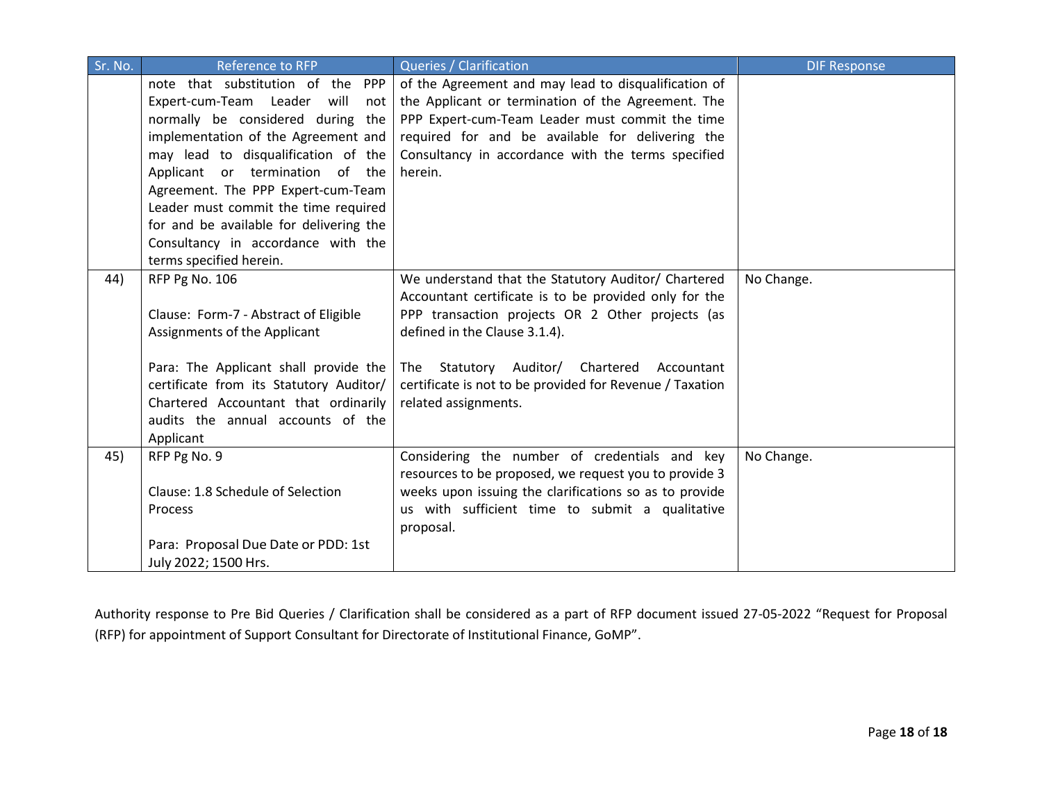| Sr. No. | Reference to RFP | Queries / Clarification | DIF Response |
|---|---|---|---|
| | note that substitution of the PPP Expert-cum-Team Leader will not normally be considered during the implementation of the Agreement and may lead to disqualification of the Applicant or termination of the Agreement. The PPP Expert-cum-Team Leader must commit the time required for and be available for delivering the Consultancy in accordance with the terms specified herein. | of the Agreement and may lead to disqualification of the Applicant or termination of the Agreement. The PPP Expert-cum-Team Leader must commit the time required for and be available for delivering the Consultancy in accordance with the terms specified herein. | |
| 44) | RFP Pg No. 106<br><br>Clause: Form-7 - Abstract of Eligible Assignments of the Applicant<br><br>Para: The Applicant shall provide the certificate from its Statutory Auditor/ Chartered Accountant that ordinarily audits the annual accounts of the Applicant | We understand that the Statutory Auditor/ Chartered Accountant certificate is to be provided only for the PPP transaction projects OR 2 Other projects (as defined in the Clause 3.1.4).<br><br>The Statutory Auditor/ Chartered Accountant certificate is not to be provided for Revenue / Taxation related assignments. | No Change. |
| 45) | RFP Pg No. 9<br><br>Clause: 1.8 Schedule of Selection Process<br><br>Para: Proposal Due Date or PDD: 1st July 2022; 1500 Hrs. | Considering the number of credentials and key resources to be proposed, we request you to provide 3 weeks upon issuing the clarifications so as to provide us with sufficient time to submit a qualitative proposal. | No Change. |

Authority response to Pre Bid Queries / Clarification shall be considered as a part of RFP document issued 27-05-2022 "Request for Proposal (RFP) for appointment of Support Consultant for Directorate of Institutional Finance, GoMP".